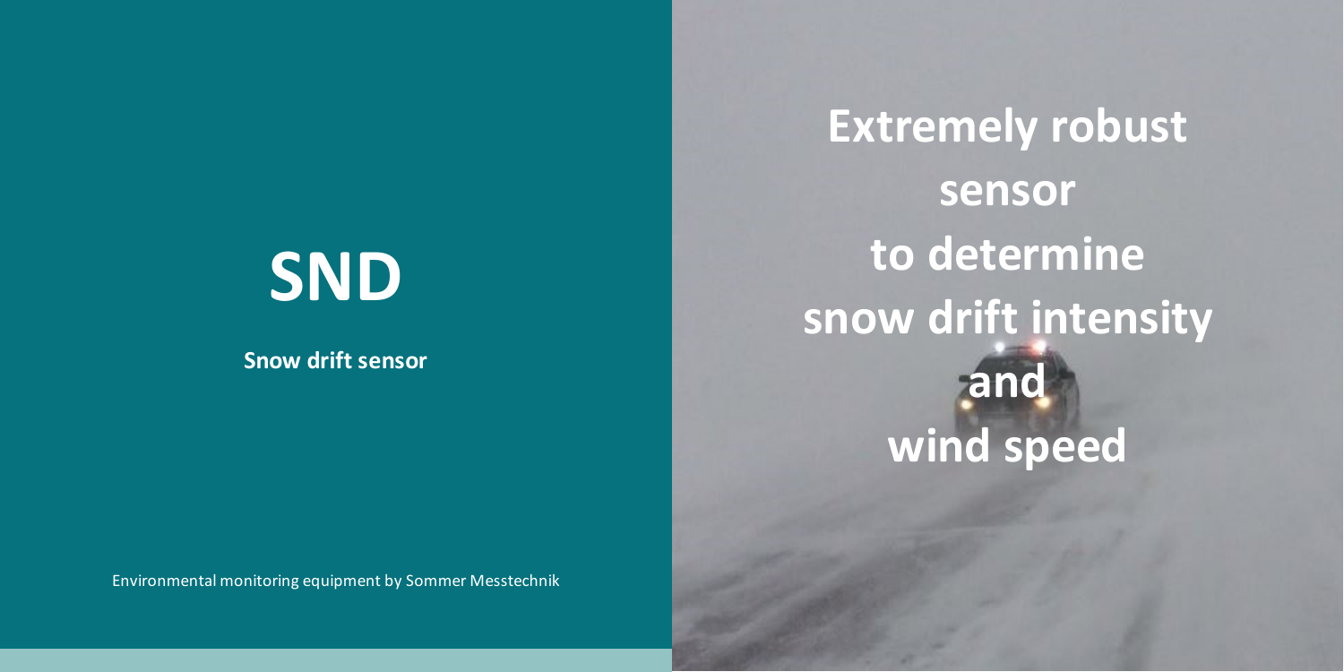# SND

**Snow drift sensor**

Environmental monitoring equipment by Sommer Messtechnik

**Extremely robust sensor to determine snow drift intensity and wind speed**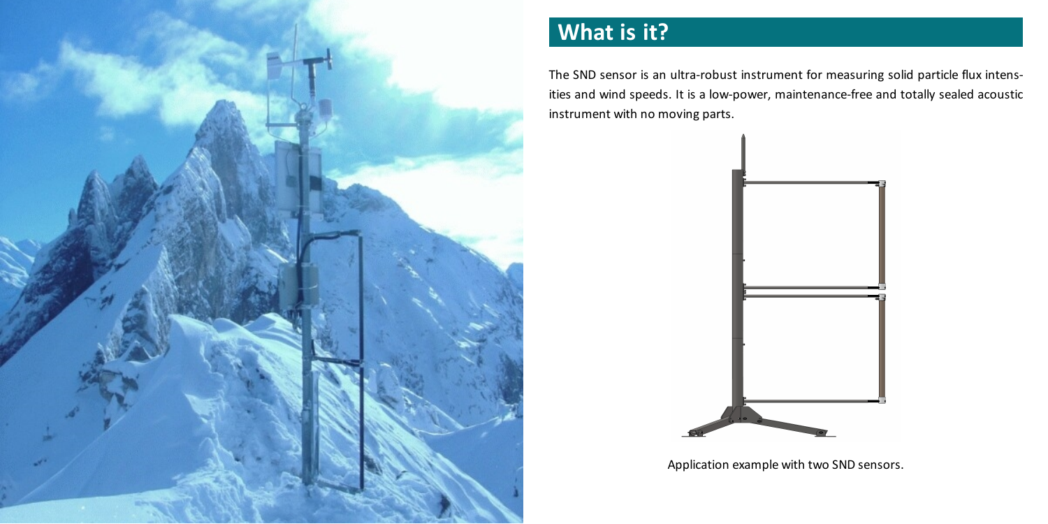## What is it?

The SND sensor is an ultra-robust instrument for measuring solid particle flux intensities and wind speeds. It is a low-power, maintenance-free and totally sealed acoustic instrument with no moving parts.

Application example with two SND sensors.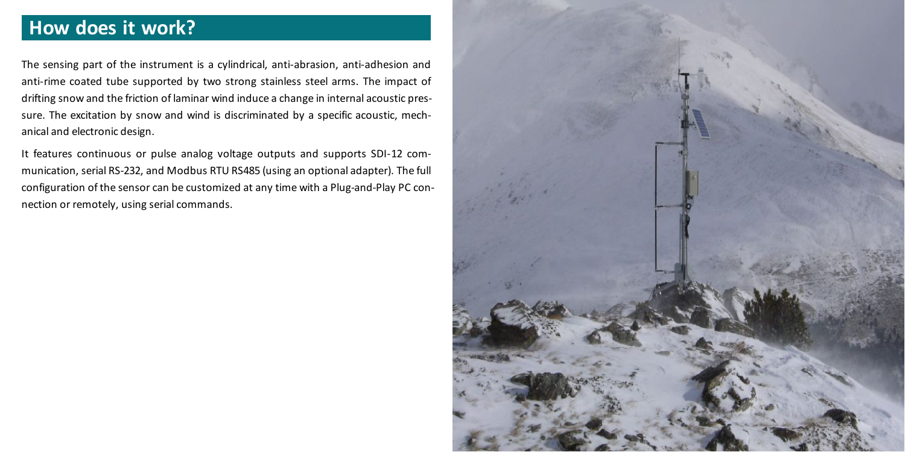## How does it work?

The sensing part of the instrument is a cylindrical, anti-abrasion, anti-adhesion and anti-rime coated tube supported by two strong stainless steel arms. The impact of drifting snow and the friction of laminar wind induce a change in internal acoustic pressure. The excitation by snow and wind is discriminated by a specific acoustic, mechanical and electronic design.

It features continuous or pulse analog voltage outputs and supports SDI-12 communication, serial RS-232, and Modbus RTU RS485 (using an optional adapter). The full configuration of the sensor can be customized at any time with a Plug-and-Play PC connection or remotely, using serial commands.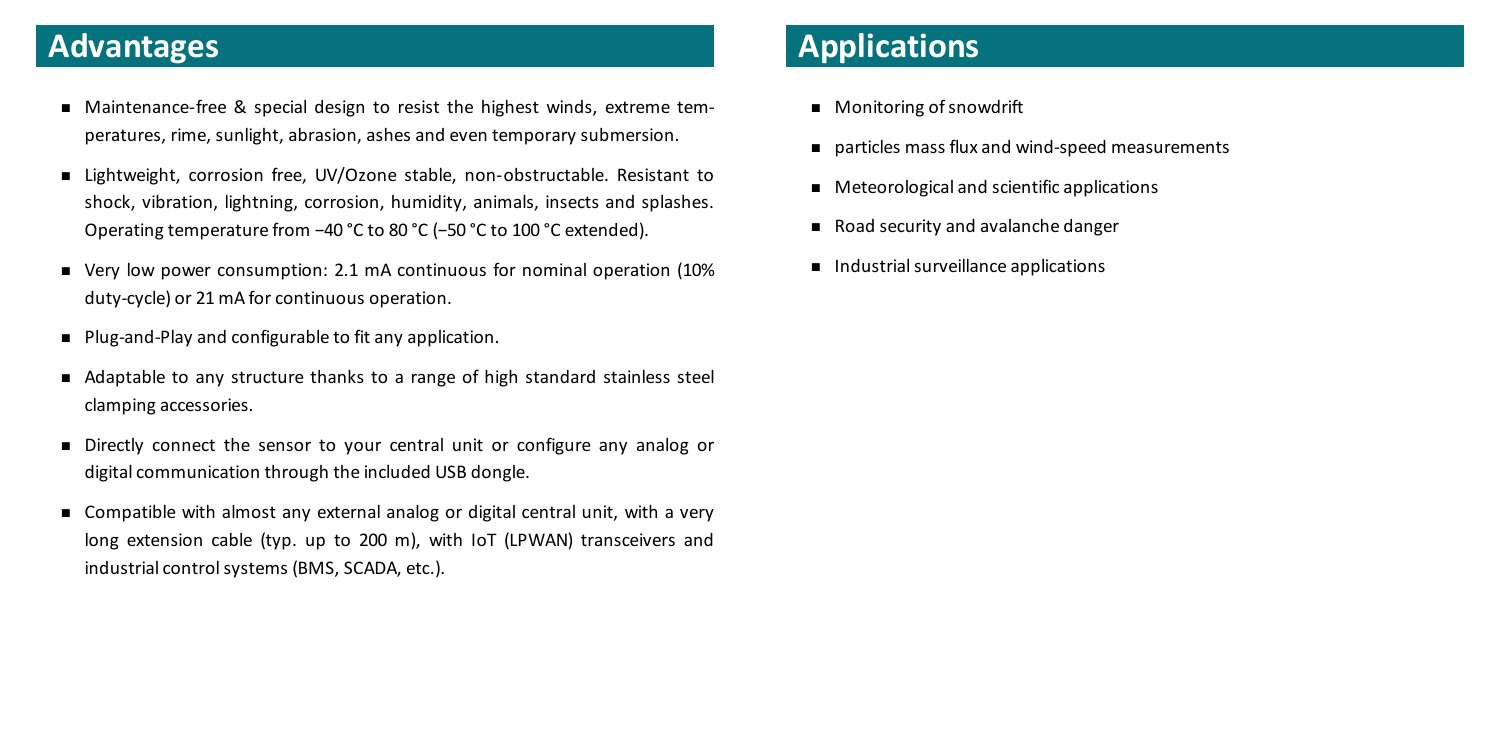## Advantages

- Maintenance-free & special design to resist the highest winds, extreme temperatures, rime, sunlight, abrasion, ashes and even temporary submersion.
- Lightweight, corrosion free, UV/Ozone stable, non-obstructable. Resistant to shock, vibration, lightning, corrosion, humidity, animals, insects and splashes. Operating temperature from −40 °C to 80 °C (−50 °C to 100 °C extended).
- Very low power consumption: 2.1 mA continuous for nominal operation (10% duty-cycle) or 21 mA for continuous operation.
- Plug-and-Play and configurable to fit any application.
- Adaptable to any structure thanks to a range of high standard stainless steel clamping accessories.
- Directly connect the sensor to your central unit or configure any analog or digital communication through the included USB dongle.
- Compatible with almost any external analog or digital central unit, with a very long extension cable (typ. up to 200 m), with IoT (LPWAN) transceivers and industrial control systems (BMS, SCADA, etc.).

## Applications

- Monitoring of snowdrift
- particles mass flux and wind-speed measurements
- Meteorological and scientific applications
- Road security and avalanche danger
- Industrial surveillance applications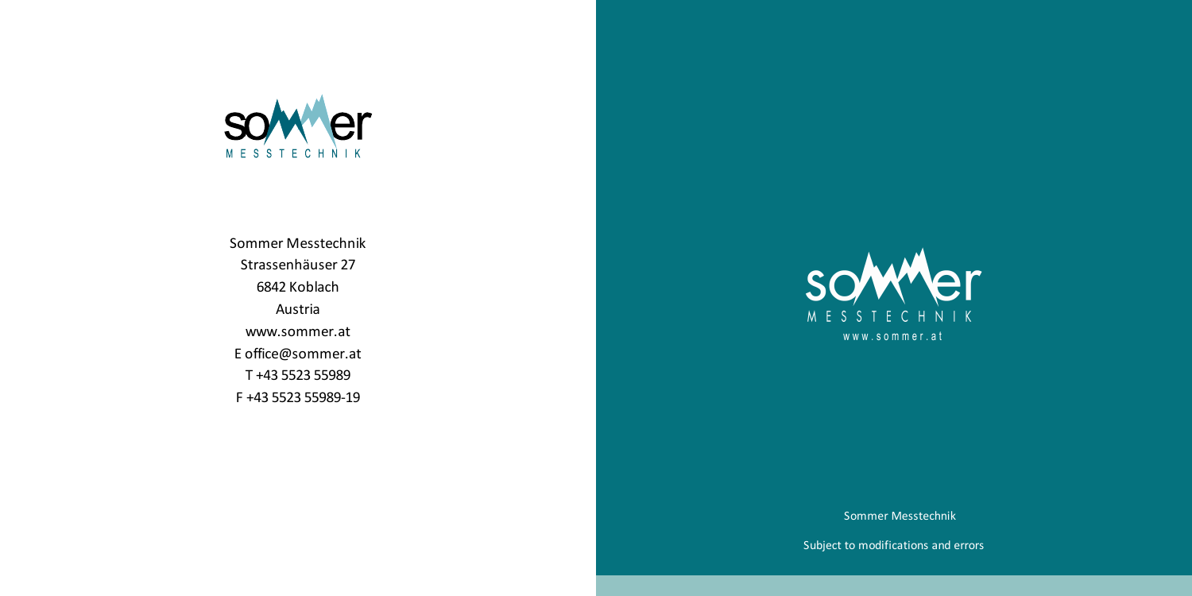Sommer Messtechnik
Strassenhäuser 27
6842 Koblach
Austria
www.sommer.at
E office@sommer.at
T +43 5523 55989
F +43 5523 55989-19

www.sommer.at

Sommer Messtechnik

Subject to modifications and errors